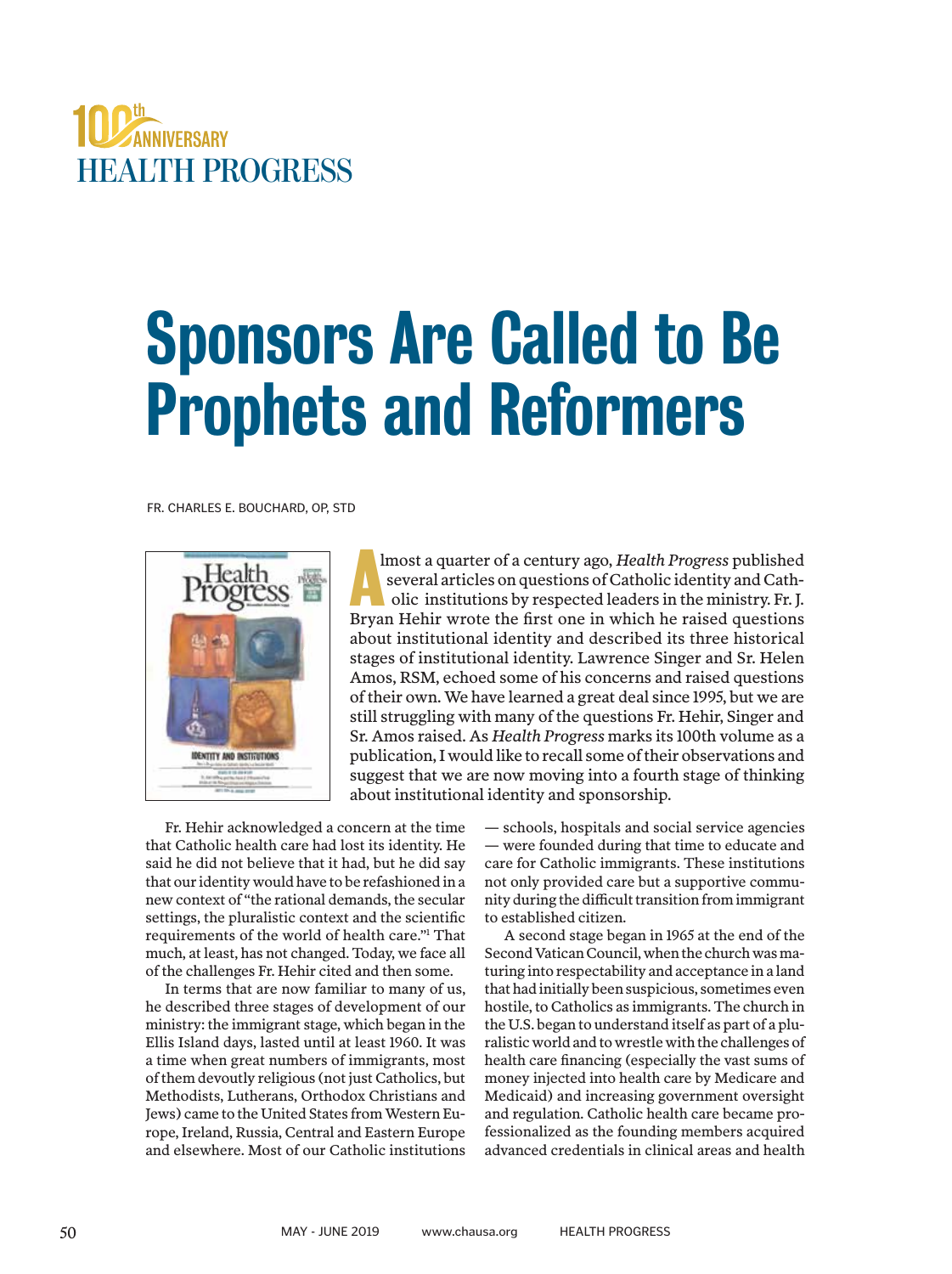100th ANNIVERSARY HEALTH PROGRESS

# Sponsors Are Called to Be Prophets and Reformers

FR. CHARLES E. BOUCHARD, OP, STD

Almost a quarter of a century ago, *Health Progress* published several articles on questions of Catholic identity and Catholic institutions by respected leaders in the ministry. Fr. J. Bryan Hehir wrote the first one in which he raised questions about institutional identity and described its three historical stages of institutional identity. Lawrence Singer and Sr. Helen Amos, RSM, echoed some of his concerns and raised questions of their own. We have learned a great deal since 1995, but we are still struggling with many of the questions Fr. Hehir, Singer and Sr. Amos raised. As *Health Progress* marks its 100th volume as a publication, I would like to recall some of their observations and suggest that we are now moving into a fourth stage of thinking about institutional identity and sponsorship.

Fr. Hehir acknowledged a concern at the time that Catholic health care had lost its identity. He said he did not believe that it had, but he did say that our identity would have to be refashioned in a new context of "the rational demands, the secular settings, the pluralistic context and the scientific requirements of the world of health care."[1] That much, at least, has not changed. Today, we face all of the challenges Fr. Hehir cited and then some.

In terms that are now familiar to many of us, he described three stages of development of our ministry: the immigrant stage, which began in the Ellis Island days, lasted until at least 1960. It was a time when great numbers of immigrants, most of them devoutly religious (not just Catholics, but Methodists, Lutherans, Orthodox Christians and Jews) came to the United States from Western Europe, Ireland, Russia, Central and Eastern Europe and elsewhere. Most of our Catholic institutions — schools, hospitals and social service agencies — were founded during that time to educate and care for Catholic immigrants. These institutions not only provided care but a supportive community during the difficult transition from immigrant to established citizen.

A second stage began in 1965 at the end of the Second Vatican Council, when the church was maturing into respectability and acceptance in a land that had initially been suspicious, sometimes even hostile, to Catholics as immigrants. The church in the U.S. began to understand itself as part of a pluralistic world and to wrestle with the challenges of health care financing (especially the vast sums of money injected into health care by Medicare and Medicaid) and increasing government oversight and regulation. Catholic health care became professionalized as the founding members acquired advanced credentials in clinical areas and health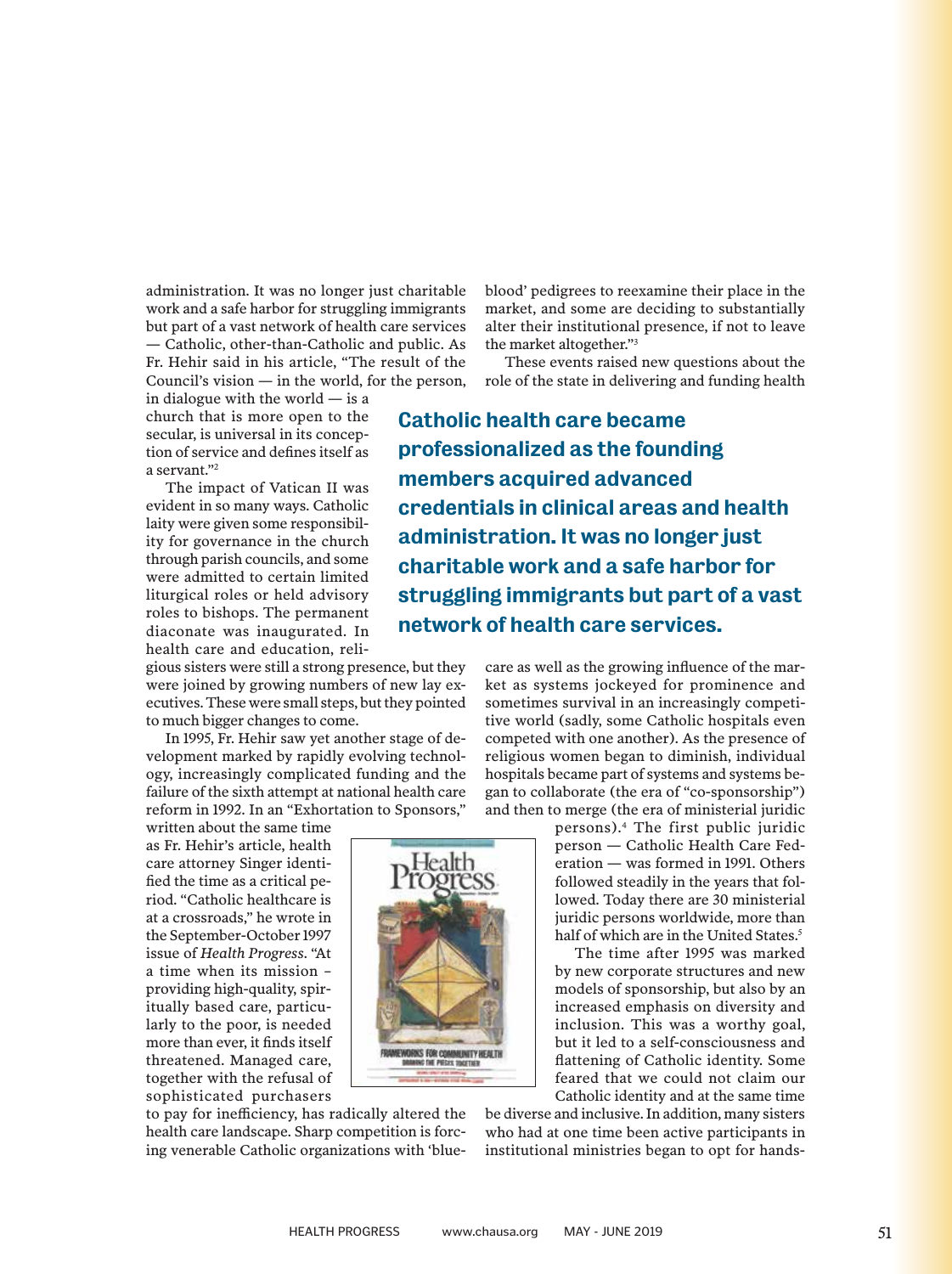administration. It was no longer just charitable work and a safe harbor for struggling immigrants but part of a vast network of health care services — Catholic, other-than-Catholic and public. As Fr. Hehir said in his article, "The result of the Council's vision — in the world, for the person, in dialogue with the world — is a church that is more open to the secular, is universal in its conception of service and defines itself as a servant."[2]

The impact of Vatican II was evident in so many ways. Catholic laity were given some responsibility for governance in the church through parish councils, and some were admitted to certain limited liturgical roles or held advisory roles to bishops. The permanent diaconate was inaugurated. In health care and education, religious sisters were still a strong presence, but they were joined by growing numbers of new lay executives. These were small steps, but they pointed to much bigger changes to come.

In 1995, Fr. Hehir saw yet another stage of development marked by rapidly evolving technology, increasingly complicated funding and the failure of the sixth attempt at national health care reform in 1992. In an "Exhortation to Sponsors," written about the same time as Fr. Hehir's article, health care attorney Singer identified the time as a critical period. "Catholic healthcare is at a crossroads," he wrote in the September-October 1997 issue of *Health Progress*. "At a time when its mission – providing high-quality, spiritually based care, particularly to the poor, is needed more than ever, it finds itself threatened. Managed care, together with the refusal of sophisticated purchasers to pay for inefficiency, has radically altered the health care landscape. Sharp competition is forcing venerable Catholic organizations with 'blue-blood' pedigrees to reexamine their place in the market, and some are deciding to substantially alter their institutional presence, if not to leave the market altogether."[3]

These events raised new questions about the role of the state in delivering and funding health care as well as the growing influence of the market as systems jockeyed for prominence and sometimes survival in an increasingly competitive world (sadly, some Catholic hospitals even competed with one another). As the presence of religious women began to diminish, individual hospitals became part of systems and systems began to collaborate (the era of "co-sponsorship") and then to merge (the era of ministerial juridic persons).[4] The first public juridic person — Catholic Health Care Federation — was formed in 1991. Others followed steadily in the years that followed. Today there are 30 ministerial juridic persons worldwide, more than half of which are in the United States.[5]

**Catholic health care became professionalized as the founding members acquired advanced credentials in clinical areas and health administration. It was no longer just charitable work and a safe harbor for struggling immigrants but part of a vast network of health care services.**

The time after 1995 was marked by new corporate structures and new models of sponsorship, but also by an increased emphasis on diversity and inclusion. This was a worthy goal, but it led to a self-consciousness and flattening of Catholic identity. Some feared that we could not claim our Catholic identity and at the same time be diverse and inclusive. In addition, many sisters who had at one time been active participants in institutional ministries began to opt for hands-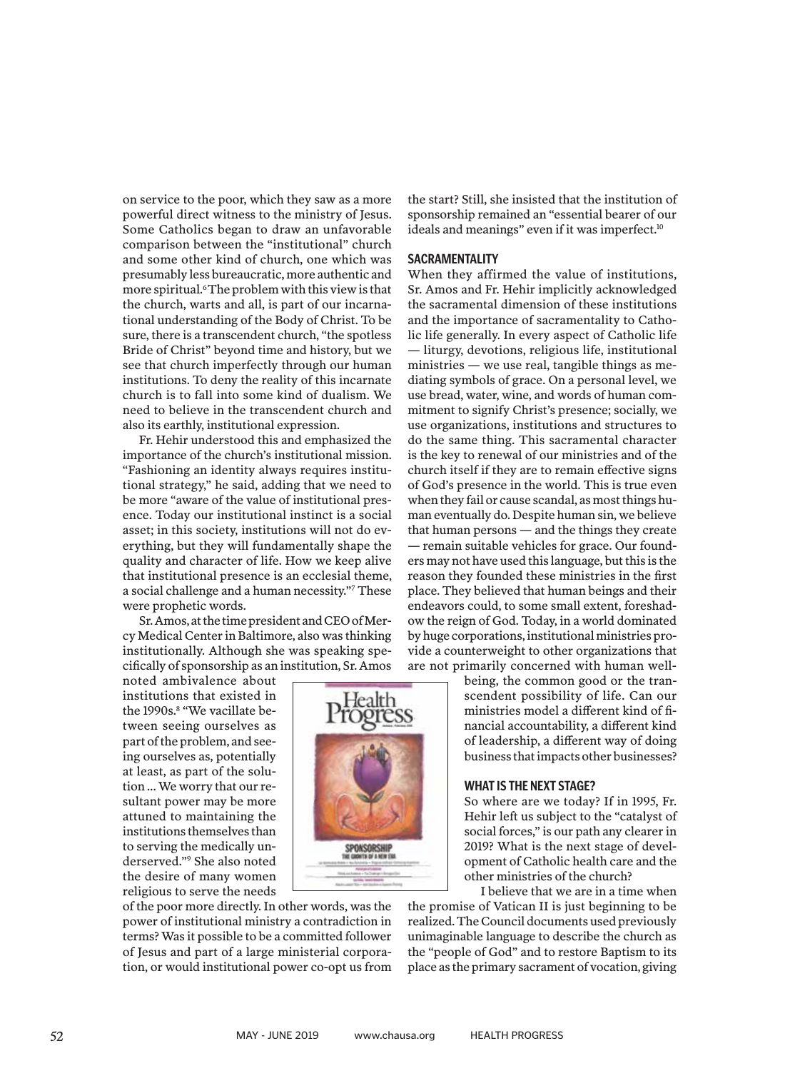on service to the poor, which they saw as a more powerful direct witness to the ministry of Jesus. Some Catholics began to draw an unfavorable comparison between the "institutional" church and some other kind of church, one which was presumably less bureaucratic, more authentic and more spiritual.[6] The problem with this view is that the church, warts and all, is part of our incarnational understanding of the Body of Christ. To be sure, there is a transcendent church, "the spotless Bride of Christ" beyond time and history, but we see that church imperfectly through our human institutions. To deny the reality of this incarnate church is to fall into some kind of dualism. We need to believe in the transcendent church and also its earthly, institutional expression.

Fr. Hehir understood this and emphasized the importance of the church's institutional mission. "Fashioning an identity always requires institutional strategy," he said, adding that we need to be more "aware of the value of institutional presence. Today our institutional instinct is a social asset; in this society, institutions will not do everything, but they will fundamentally shape the quality and character of life. How we keep alive that institutional presence is an ecclesial theme, a social challenge and a human necessity."[7] These were prophetic words.

Sr. Amos, at the time president and CEO of Mercy Medical Center in Baltimore, also was thinking institutionally. Although she was speaking specifically of sponsorship as an institution, Sr. Amos noted ambivalence about institutions that existed in the 1990s.[8] "We vacillate between seeing ourselves as part of the problem, and seeing ourselves as, potentially at least, as part of the solution ... We worry that our resultant power may be more attuned to maintaining the institutions themselves than to serving the medically underserved."[9] She also noted the desire of many women religious to serve the needs of the poor more directly. In other words, was the power of institutional ministry a contradiction in terms? Was it possible to be a committed follower of Jesus and part of a large ministerial corporation, or would institutional power co-opt us from the start? Still, she insisted that the institution of sponsorship remained an "essential bearer of our ideals and meanings" even if it was imperfect.[10]

## SACRAMENTALITY

When they affirmed the value of institutions, Sr. Amos and Fr. Hehir implicitly acknowledged the sacramental dimension of these institutions and the importance of sacramentality to Catholic life generally. In every aspect of Catholic life — liturgy, devotions, religious life, institutional ministries — we use real, tangible things as mediating symbols of grace. On a personal level, we use bread, water, wine, and words of human commitment to signify Christ's presence; socially, we use organizations, institutions and structures to do the same thing. This sacramental character is the key to renewal of our ministries and of the church itself if they are to remain effective signs of God's presence in the world. This is true even when they fail or cause scandal, as most things human eventually do. Despite human sin, we believe that human persons — and the things they create — remain suitable vehicles for grace. Our founders may not have used this language, but this is the reason they founded these ministries in the first place. They believed that human beings and their endeavors could, to some small extent, foreshadow the reign of God. Today, in a world dominated by huge corporations, institutional ministries provide a counterweight to other organizations that are not primarily concerned with human well-being, the common good or the transcendent possibility of life. Can our ministries model a different kind of financial accountability, a different kind of leadership, a different way of doing business that impacts other businesses?

## WHAT IS THE NEXT STAGE?

So where are we today? If in 1995, Fr. Hehir left us subject to the "catalyst of social forces," is our path any clearer in 2019? What is the next stage of development of Catholic health care and the other ministries of the church?

I believe that we are in a time when the promise of Vatican II is just beginning to be realized. The Council documents used previously unimaginable language to describe the church as the "people of God" and to restore Baptism to its place as the primary sacrament of vocation, giving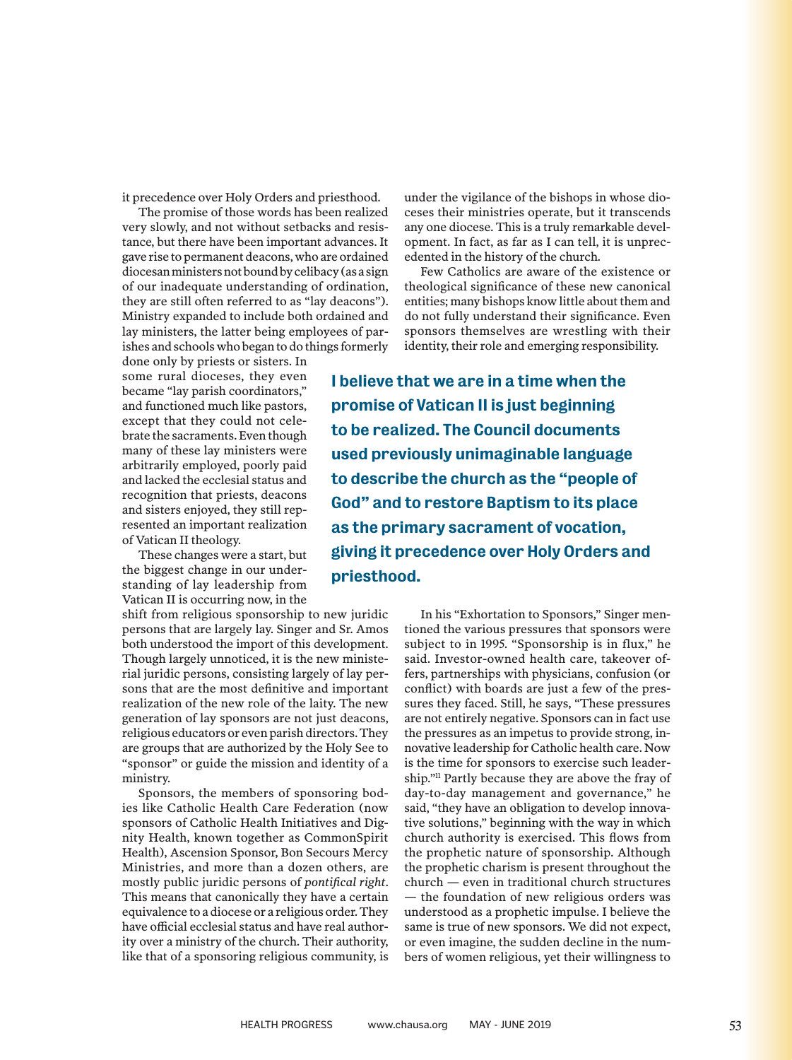it precedence over Holy Orders and priesthood.

The promise of those words has been realized very slowly, and not without setbacks and resistance, but there have been important advances. It gave rise to permanent deacons, who are ordained diocesan ministers not bound by celibacy (as a sign of our inadequate understanding of ordination, they are still often referred to as "lay deacons"). Ministry expanded to include both ordained and lay ministers, the latter being employees of parishes and schools who began to do things formerly done only by priests or sisters. In some rural dioceses, they even became "lay parish coordinators," and functioned much like pastors, except that they could not celebrate the sacraments. Even though many of these lay ministers were arbitrarily employed, poorly paid and lacked the ecclesial status and recognition that priests, deacons and sisters enjoyed, they still represented an important realization of Vatican II theology.

These changes were a start, but the biggest change in our understanding of lay leadership from Vatican II is occurring now, in the shift from religious sponsorship to new juridic persons that are largely lay. Singer and Sr. Amos both understood the import of this development. Though largely unnoticed, it is the new ministerial juridic persons, consisting largely of lay persons that are the most definitive and important realization of the new role of the laity. The new generation of lay sponsors are not just deacons, religious educators or even parish directors. They are groups that are authorized by the Holy See to "sponsor" or guide the mission and identity of a ministry.

Sponsors, the members of sponsoring bodies like Catholic Health Care Federation (now sponsors of Catholic Health Initiatives and Dignity Health, known together as CommonSpirit Health), Ascension Sponsor, Bon Secours Mercy Ministries, and more than a dozen others, are mostly public juridic persons of *pontifical right*. This means that canonically they have a certain equivalence to a diocese or a religious order. They have official ecclesial status and have real authority over a ministry of the church. Their authority, like that of a sponsoring religious community, is under the vigilance of the bishops in whose dioceses their ministries operate, but it transcends any one diocese. This is a truly remarkable development. In fact, as far as I can tell, it is unprecedented in the history of the church.

Few Catholics are aware of the existence or theological significance of these new canonical entities; many bishops know little about them and do not fully understand their significance. Even sponsors themselves are wrestling with their identity, their role and emerging responsibility.

**I believe that we are in a time when the promise of Vatican II is just beginning to be realized. The Council documents used previously unimaginable language to describe the church as the "people of God" and to restore Baptism to its place as the primary sacrament of vocation, giving it precedence over Holy Orders and priesthood.**

In his "Exhortation to Sponsors," Singer mentioned the various pressures that sponsors were subject to in 1995. "Sponsorship is in flux," he said. Investor-owned health care, takeover offers, partnerships with physicians, confusion (or conflict) with boards are just a few of the pressures they faced. Still, he says, "These pressures are not entirely negative. Sponsors can in fact use the pressures as an impetus to provide strong, innovative leadership for Catholic health care. Now is the time for sponsors to exercise such leadership."[11] Partly because they are above the fray of day-to-day management and governance," he said, "they have an obligation to develop innovative solutions," beginning with the way in which church authority is exercised. This flows from the prophetic nature of sponsorship. Although the prophetic charism is present throughout the church — even in traditional church structures — the foundation of new religious orders was understood as a prophetic impulse. I believe the same is true of new sponsors. We did not expect, or even imagine, the sudden decline in the numbers of women religious, yet their willingness to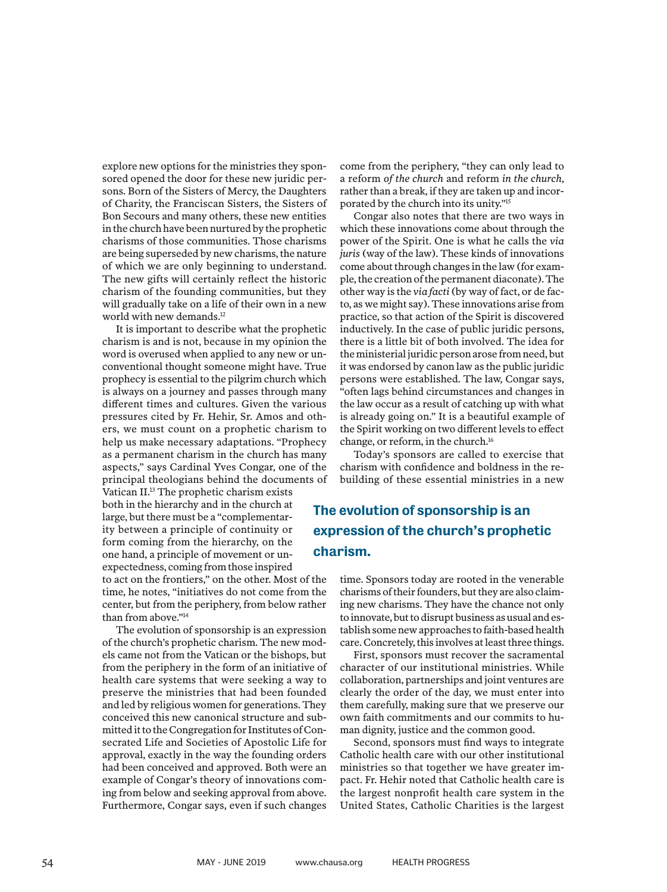explore new options for the ministries they sponsored opened the door for these new juridic persons. Born of the Sisters of Mercy, the Daughters of Charity, the Franciscan Sisters, the Sisters of Bon Secours and many others, these new entities in the church have been nurtured by the prophetic charisms of those communities. Those charisms are being superseded by new charisms, the nature of which we are only beginning to understand. The new gifts will certainly reflect the historic charism of the founding communities, but they will gradually take on a life of their own in a new world with new demands.[12]

It is important to describe what the prophetic charism is and is not, because in my opinion the word is overused when applied to any new or unconventional thought someone might have. True prophecy is essential to the pilgrim church which is always on a journey and passes through many different times and cultures. Given the various pressures cited by Fr. Hehir, Sr. Amos and others, we must count on a prophetic charism to help us make necessary adaptations. "Prophecy as a permanent charism in the church has many aspects," says Cardinal Yves Congar, one of the principal theologians behind the documents of Vatican II.[13] The prophetic charism exists both in the hierarchy and in the church at large, but there must be a "complementarity between a principle of continuity or form coming from the hierarchy, on the one hand, a principle of movement or unexpectedness, coming from those inspired to act on the frontiers," on the other. Most of the time, he notes, "initiatives do not come from the center, but from the periphery, from below rather than from above."[14]

The evolution of sponsorship is an expression of the church's prophetic charism. The new models came not from the Vatican or the bishops, but from the periphery in the form of an initiative of health care systems that were seeking a way to preserve the ministries that had been founded and led by religious women for generations. They conceived this new canonical structure and submitted it to the Congregation for Institutes of Consecrated Life and Societies of Apostolic Life for approval, exactly in the way the founding orders had been conceived and approved. Both were an example of Congar's theory of innovations coming from below and seeking approval from above. Furthermore, Congar says, even if such changes come from the periphery, "they can only lead to a reform *of the church* and reform *in the church*, rather than a break, if they are taken up and incorporated by the church into its unity."[15]

Congar also notes that there are two ways in which these innovations come about through the power of the Spirit. One is what he calls the *via juris* (way of the law). These kinds of innovations come about through changes in the law (for example, the creation of the permanent diaconate). The other way is the *via facti* (by way of fact, or de facto, as we might say). These innovations arise from practice, so that action of the Spirit is discovered inductively. In the case of public juridic persons, there is a little bit of both involved. The idea for the ministerial juridic person arose from need, but it was endorsed by canon law as the public juridic persons were established. The law, Congar says, "often lags behind circumstances and changes in the law occur as a result of catching up with what is already going on." It is a beautiful example of the Spirit working on two different levels to effect change, or reform, in the church.[16]

Today's sponsors are called to exercise that charism with confidence and boldness in the rebuilding of these essential ministries in a new time. Sponsors today are rooted in the venerable charisms of their founders, but they are also claiming new charisms. They have the chance not only to innovate, but to disrupt business as usual and establish some new approaches to faith-based health care. Concretely, this involves at least three things.

**The evolution of sponsorship is an expression of the church's prophetic charism.**

First, sponsors must recover the sacramental character of our institutional ministries. While collaboration, partnerships and joint ventures are clearly the order of the day, we must enter into them carefully, making sure that we preserve our own faith commitments and our commits to human dignity, justice and the common good.

Second, sponsors must find ways to integrate Catholic health care with our other institutional ministries so that together we have greater impact. Fr. Hehir noted that Catholic health care is the largest nonprofit health care system in the United States, Catholic Charities is the largest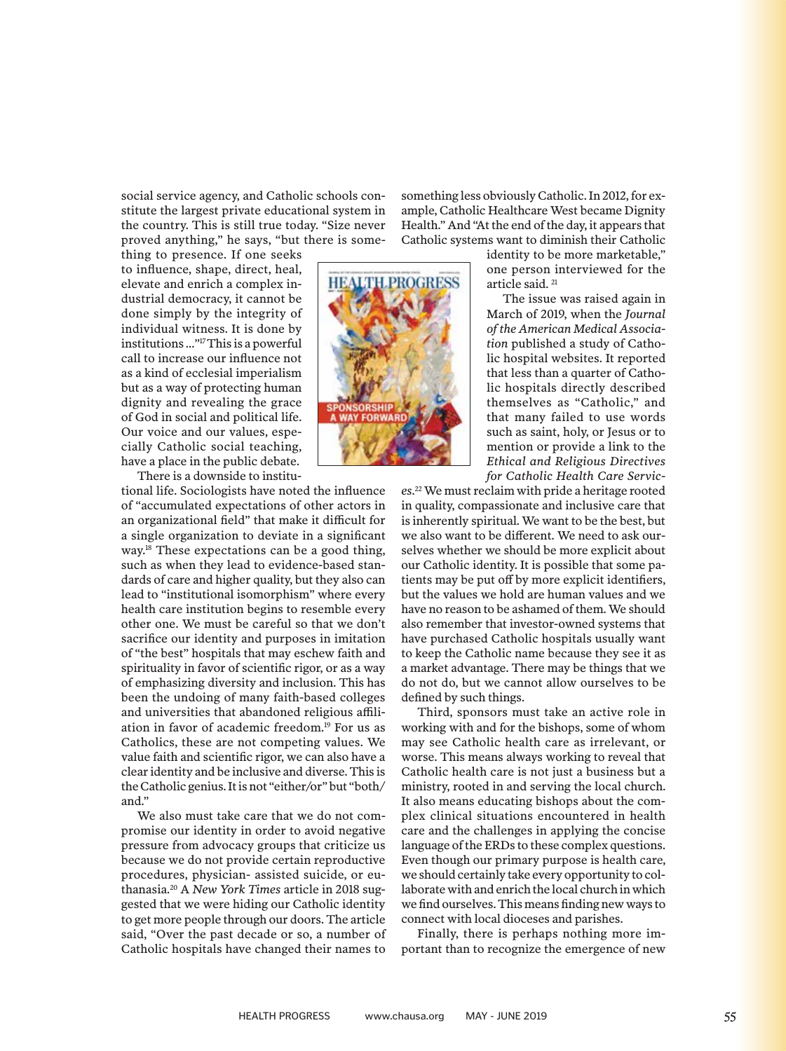social service agency, and Catholic schools constitute the largest private educational system in the country. This is still true today. "Size never proved anything," he says, "but there is something to presence. If one seeks to influence, shape, direct, heal, elevate and enrich a complex industrial democracy, it cannot be done simply by the integrity of individual witness. It is done by institutions ..."[17] This is a powerful call to increase our influence not as a kind of ecclesial imperialism but as a way of protecting human dignity and revealing the grace of God in social and political life. Our voice and our values, especially Catholic social teaching, have a place in the public debate.

There is a downside to institutional life. Sociologists have noted the influence of "accumulated expectations of other actors in an organizational field" that make it difficult for a single organization to deviate in a significant way.[18] These expectations can be a good thing, such as when they lead to evidence-based standards of care and higher quality, but they also can lead to "institutional isomorphism" where every health care institution begins to resemble every other one. We must be careful so that we don't sacrifice our identity and purposes in imitation of "the best" hospitals that may eschew faith and spirituality in favor of scientific rigor, or as a way of emphasizing diversity and inclusion. This has been the undoing of many faith-based colleges and universities that abandoned religious affiliation in favor of academic freedom.[19] For us as Catholics, these are not competing values. We value faith and scientific rigor, we can also have a clear identity and be inclusive and diverse. This is the Catholic genius. It is not "either/or" but "both/and."

We also must take care that we do not compromise our identity in order to avoid negative pressure from advocacy groups that criticize us because we do not provide certain reproductive procedures, physician- assisted suicide, or euthanasia.[20] A *New York Times* article in 2018 suggested that we were hiding our Catholic identity to get more people through our doors. The article said, "Over the past decade or so, a number of Catholic hospitals have changed their names to something less obviously Catholic. In 2012, for example, Catholic Healthcare West became Dignity Health." And "At the end of the day, it appears that Catholic systems want to diminish their Catholic identity to be more marketable," one person interviewed for the article said.[21]

The issue was raised again in March of 2019, when the *Journal of the American Medical Association* published a study of Catholic hospital websites. It reported that less than a quarter of Catholic hospitals directly described themselves as "Catholic," and that many failed to use words such as saint, holy, or Jesus or to mention or provide a link to the *Ethical and Religious Directives for Catholic Health Care Services*.[22] We must reclaim with pride a heritage rooted in quality, compassionate and inclusive care that is inherently spiritual. We want to be the best, but we also want to be different. We need to ask ourselves whether we should be more explicit about our Catholic identity. It is possible that some patients may be put off by more explicit identifiers, but the values we hold are human values and we have no reason to be ashamed of them. We should also remember that investor-owned systems that have purchased Catholic hospitals usually want to keep the Catholic name because they see it as a market advantage. There may be things that we do not do, but we cannot allow ourselves to be defined by such things.

Third, sponsors must take an active role in working with and for the bishops, some of whom may see Catholic health care as irrelevant, or worse. This means always working to reveal that Catholic health care is not just a business but a ministry, rooted in and serving the local church. It also means educating bishops about the complex clinical situations encountered in health care and the challenges in applying the concise language of the ERDs to these complex questions. Even though our primary purpose is health care, we should certainly take every opportunity to collaborate with and enrich the local church in which we find ourselves. This means finding new ways to connect with local dioceses and parishes.

Finally, there is perhaps nothing more important than to recognize the emergence of new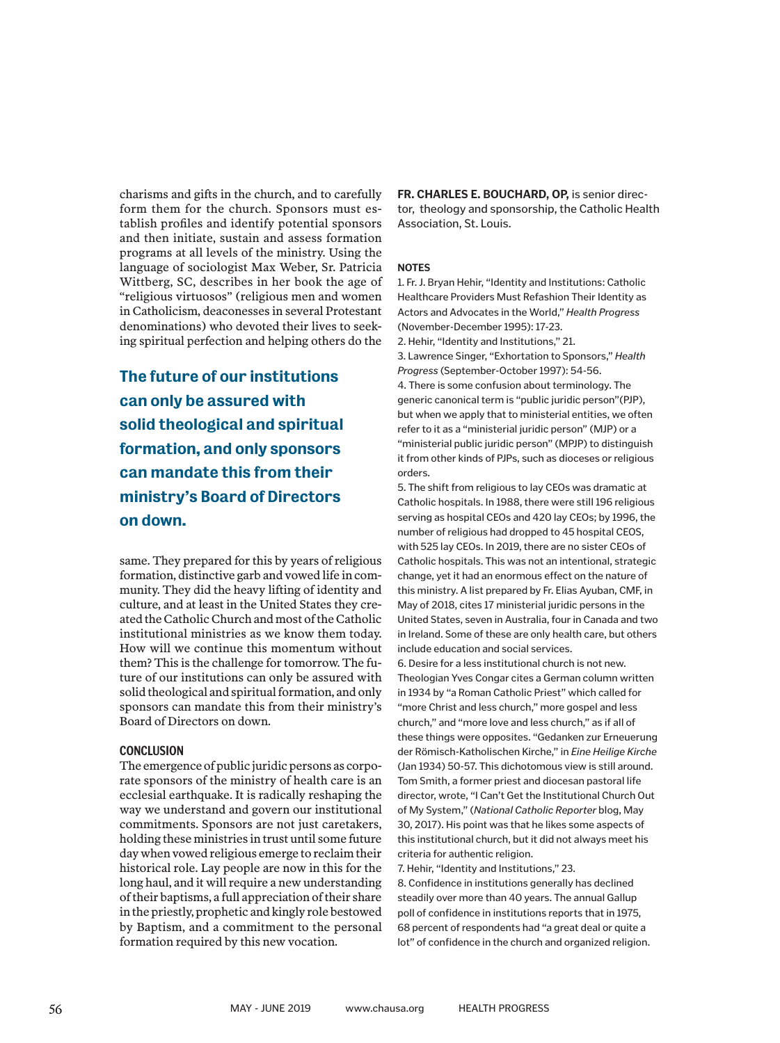charisms and gifts in the church, and to carefully form them for the church. Sponsors must establish profiles and identify potential sponsors and then initiate, sustain and assess formation programs at all levels of the ministry. Using the language of sociologist Max Weber, Sr. Patricia Wittberg, SC, describes in her book the age of "religious virtuosos" (religious men and women in Catholicism, deaconesses in several Protestant denominations) who devoted their lives to seeking spiritual perfection and helping others do the same. They prepared for this by years of religious formation, distinctive garb and vowed life in community. They did the heavy lifting of identity and culture, and at least in the United States they created the Catholic Church and most of the Catholic institutional ministries as we know them today. How will we continue this momentum without them? This is the challenge for tomorrow. The future of our institutions can only be assured with solid theological and spiritual formation, and only sponsors can mandate this from their ministry's Board of Directors on down.

**The future of our institutions can only be assured with solid theological and spiritual formation, and only sponsors can mandate this from their ministry's Board of Directors on down.**

### CONCLUSION

The emergence of public juridic persons as corporate sponsors of the ministry of health care is an ecclesial earthquake. It is radically reshaping the way we understand and govern our institutional commitments. Sponsors are not just caretakers, holding these ministries in trust until some future day when vowed religious emerge to reclaim their historical role. Lay people are now in this for the long haul, and it will require a new understanding of their baptisms, a full appreciation of their share in the priestly, prophetic and kingly role bestowed by Baptism, and a commitment to the personal formation required by this new vocation.

**FR. CHARLES E. BOUCHARD, OP,** is senior director, theology and sponsorship, the Catholic Health Association, St. Louis.

### NOTES

1. Fr. J. Bryan Hehir, "Identity and Institutions: Catholic Healthcare Providers Must Refashion Their Identity as Actors and Advocates in the World," *Health Progress* (November-December 1995): 17-23.
2. Hehir, "Identity and Institutions," 21.
3. Lawrence Singer, "Exhortation to Sponsors," *Health Progress* (September-October 1997): 54-56.
4. There is some confusion about terminology. The generic canonical term is "public juridic person"(PJP), but when we apply that to ministerial entities, we often refer to it as a "ministerial juridic person" (MJP) or a "ministerial public juridic person" (MPJP) to distinguish it from other kinds of PJPs, such as dioceses or religious orders.
5. The shift from religious to lay CEOs was dramatic at Catholic hospitals. In 1988, there were still 196 religious serving as hospital CEOs and 420 lay CEOs; by 1996, the number of religious had dropped to 45 hospital CEOS, with 525 lay CEOs. In 2019, there are no sister CEOs of Catholic hospitals. This was not an intentional, strategic change, yet it had an enormous effect on the nature of this ministry. A list prepared by Fr. Elias Ayuban, CMF, in May of 2018, cites 17 ministerial juridic persons in the United States, seven in Australia, four in Canada and two in Ireland. Some of these are only health care, but others include education and social services.
6. Desire for a less institutional church is not new. Theologian Yves Congar cites a German column written in 1934 by "a Roman Catholic Priest" which called for "more Christ and less church," more gospel and less church," and "more love and less church," as if all of these things were opposites. "Gedanken zur Erneuerung der Römisch-Katholischen Kirche," in *Eine Heilige Kirche* (Jan 1934) 50-57. This dichotomous view is still around. Tom Smith, a former priest and diocesan pastoral life director, wrote, "I Can't Get the Institutional Church Out of My System," (*National Catholic Reporter* blog, May 30, 2017). His point was that he likes some aspects of this institutional church, but it did not always meet his criteria for authentic religion.
7. Hehir, "Identity and Institutions," 23.
8. Confidence in institutions generally has declined steadily over more than 40 years. The annual Gallup poll of confidence in institutions reports that in 1975, 68 percent of respondents had "a great deal or quite a lot" of confidence in the church and organized religion.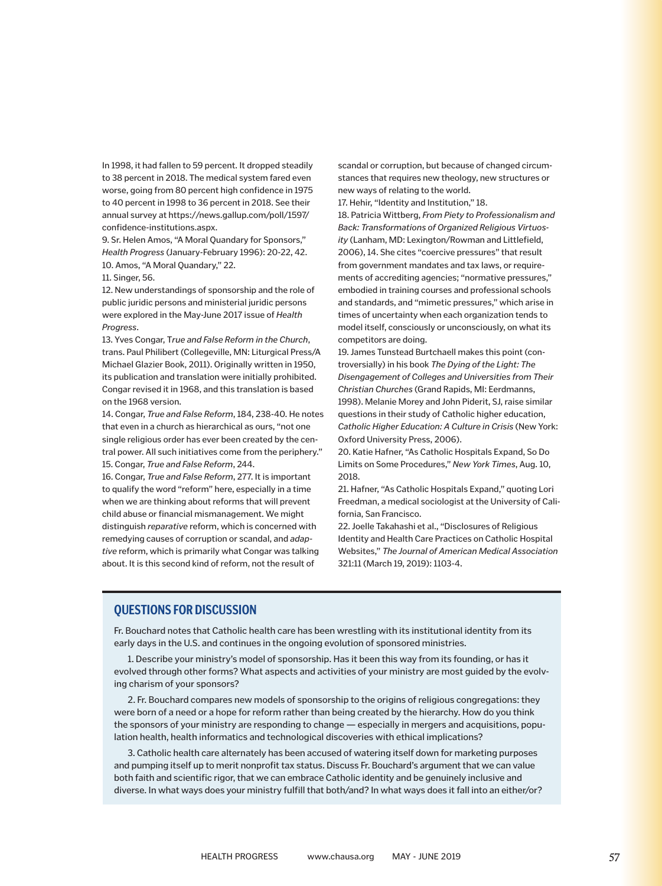In 1998, it had fallen to 59 percent. It dropped steadily to 38 percent in 2018. The medical system fared even worse, going from 80 percent high confidence in 1975 to 40 percent in 1998 to 36 percent in 2018. See their annual survey at https://news.gallup.com/poll/1597/confidence-institutions.aspx.

9. Sr. Helen Amos, "A Moral Quandary for Sponsors," *Health Progress* (January-February 1996): 20-22, 42.

10. Amos, "A Moral Quandary," 22.

11. Singer, 56.

12. New understandings of sponsorship and the role of public juridic persons and ministerial juridic persons were explored in the May-June 2017 issue of *Health Progress*.

13. Yves Congar, *True and False Reform in the Church*, trans. Paul Philibert (Collegeville, MN: Liturgical Press/A Michael Glazier Book, 2011). Originally written in 1950, its publication and translation were initially prohibited. Congar revised it in 1968, and this translation is based on the 1968 version.

14. Congar, *True and False Reform*, 184, 238-40. He notes that even in a church as hierarchical as ours, "not one single religious order has ever been created by the central power. All such initiatives come from the periphery."

15. Congar, *True and False Reform*, 244.

16. Congar, *True and False Reform*, 277. It is important to qualify the word "reform" here, especially in a time when we are thinking about reforms that will prevent child abuse or financial mismanagement. We might distinguish *reparative* reform, which is concerned with remedying causes of corruption or scandal, and *adaptive* reform, which is primarily what Congar was talking about. It is this second kind of reform, not the result of scandal or corruption, but because of changed circumstances that requires new theology, new structures or new ways of relating to the world.

17. Hehir, "Identity and Institution," 18.

18. Patricia Wittberg, *From Piety to Professionalism and Back: Transformations of Organized Religious Virtuosity* (Lanham, MD: Lexington/Rowman and Littlefield, 2006), 14. She cites "coercive pressures" that result from government mandates and tax laws, or requirements of accrediting agencies; "normative pressures," embodied in training courses and professional schools and standards, and "mimetic pressures," which arise in times of uncertainty when each organization tends to model itself, consciously or unconsciously, on what its competitors are doing.

19. James Tunstead Burtchaell makes this point (controversially) in his book *The Dying of the Light: The Disengagement of Colleges and Universities from Their Christian Churches* (Grand Rapids, MI: Eerdmanns, 1998). Melanie Morey and John Piderit, SJ, raise similar questions in their study of Catholic higher education, *Catholic Higher Education: A Culture in Crisis* (New York: Oxford University Press, 2006).

20. Katie Hafner, "As Catholic Hospitals Expand, So Do Limits on Some Procedures," *New York Times*, Aug. 10, 2018.

21. Hafner, "As Catholic Hospitals Expand," quoting Lori Freedman, a medical sociologist at the University of California, San Francisco.

22. Joelle Takahashi et al., "Disclosures of Religious Identity and Health Care Practices on Catholic Hospital Websites," *The Journal of American Medical Association* 321:11 (March 19, 2019): 1103-4.

## QUESTIONS FOR DISCUSSION

Fr. Bouchard notes that Catholic health care has been wrestling with its institutional identity from its early days in the U.S. and continues in the ongoing evolution of sponsored ministries.

1. Describe your ministry's model of sponsorship. Has it been this way from its founding, or has it evolved through other forms? What aspects and activities of your ministry are most guided by the evolving charism of your sponsors?

2. Fr. Bouchard compares new models of sponsorship to the origins of religious congregations: they were born of a need or a hope for reform rather than being created by the hierarchy. How do you think the sponsors of your ministry are responding to change — especially in mergers and acquisitions, population health, health informatics and technological discoveries with ethical implications?

3. Catholic health care alternately has been accused of watering itself down for marketing purposes and pumping itself up to merit nonprofit tax status. Discuss Fr. Bouchard's argument that we can value both faith and scientific rigor, that we can embrace Catholic identity and be genuinely inclusive and diverse. In what ways does your ministry fulfill that both/and? In what ways does it fall into an either/or?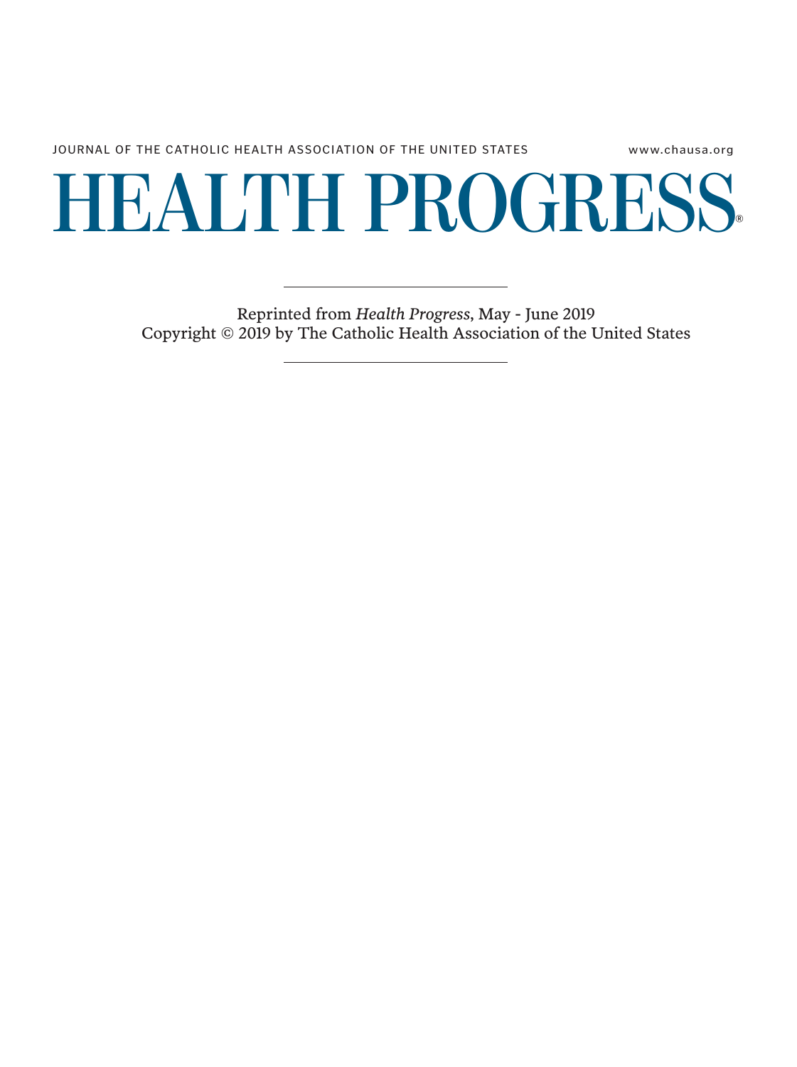JOURNAL OF THE CATHOLIC HEALTH ASSOCIATION OF THE UNITED STATES www.chausa.org

# HEALTH PROGRESS®

Reprinted from *Health Progress*, May - June 2019
Copyright © 2019 by The Catholic Health Association of the United States